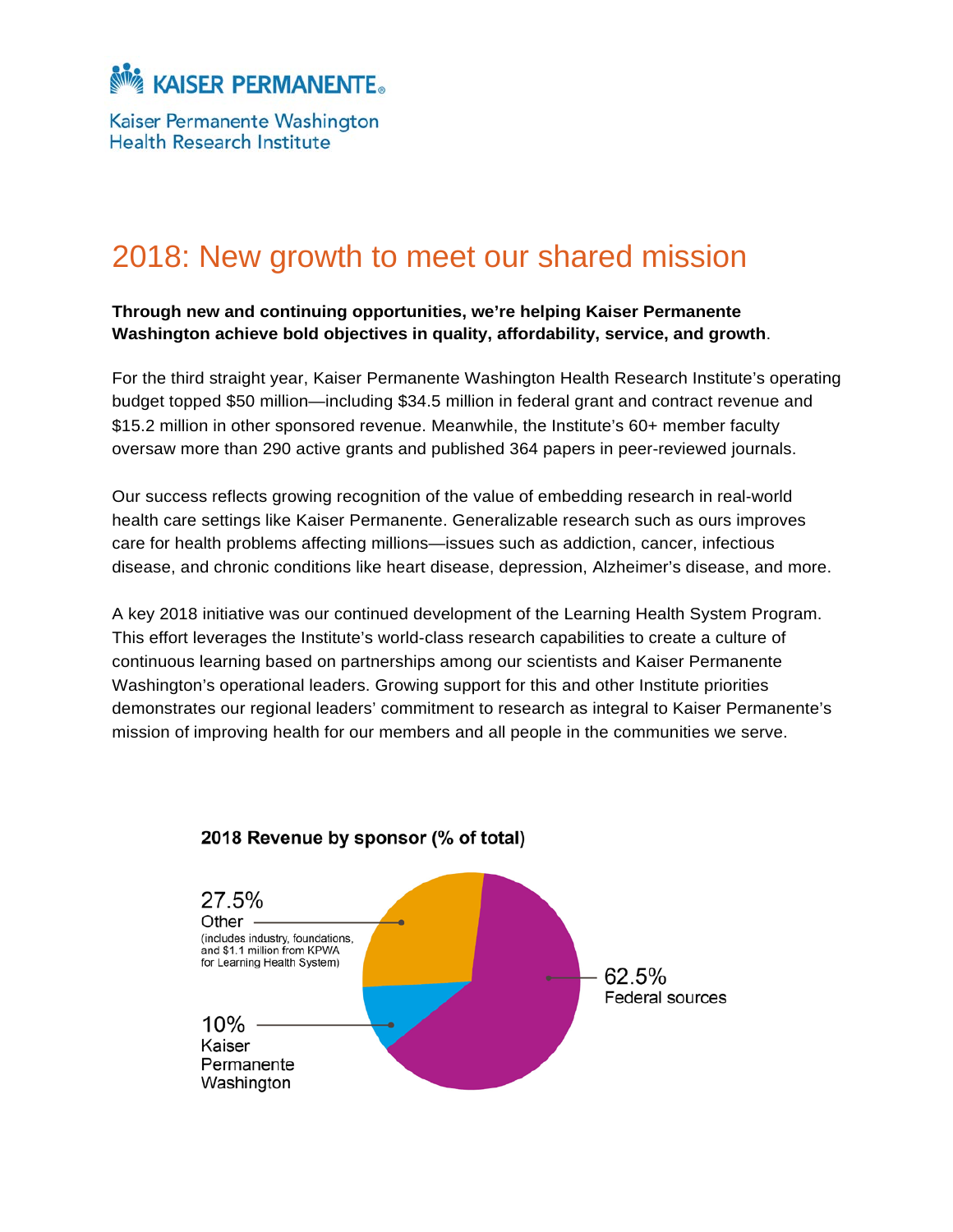KAISER PERMANENTE®

Kaiser Permanente Washington
Health Research Institute

# 2018: New growth to meet our shared mission

**Through new and continuing opportunities, we're helping Kaiser Permanente Washington achieve bold objectives in quality, affordability, service, and growth**.

For the third straight year, Kaiser Permanente Washington Health Research Institute's operating budget topped $50 million—including $34.5 million in federal grant and contract revenue and $15.2 million in other sponsored revenue. Meanwhile, the Institute's 60+ member faculty oversaw more than 290 active grants and published 364 papers in peer-reviewed journals.

Our success reflects growing recognition of the value of embedding research in real-world health care settings like Kaiser Permanente. Generalizable research such as ours improves care for health problems affecting millions—issues such as addiction, cancer, infectious disease, and chronic conditions like heart disease, depression, Alzheimer's disease, and more.

A key 2018 initiative was our continued development of the Learning Health System Program. This effort leverages the Institute's world-class research capabilities to create a culture of continuous learning based on partnerships among our scientists and Kaiser Permanente Washington's operational leaders. Growing support for this and other Institute priorities demonstrates our regional leaders' commitment to research as integral to Kaiser Permanente's mission of improving health for our members and all people in the communities we serve.

**2018 Revenue by sponsor (% of total)**

- 62.5% Federal sources
- 27.5% Other (includes industry, foundations, and $1.1 million from KPWA for Learning Health System)
- 10% Kaiser Permanente Washington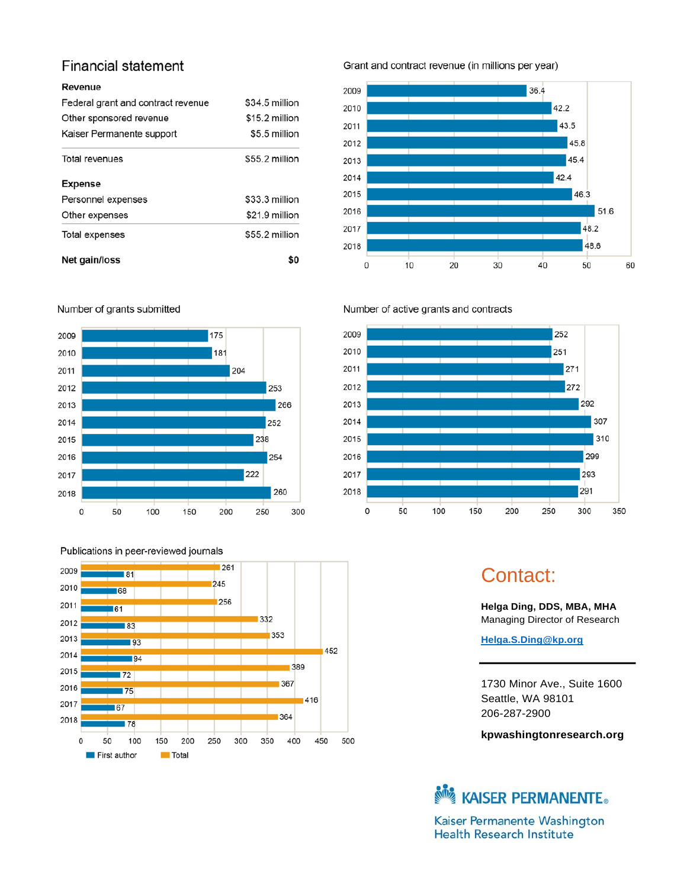## Financial statement

| | |
|---|---|
| **Revenue** | |
| Federal grant and contract revenue | $34.5 million |
| Other sponsored revenue | $15.2 million |
| Kaiser Permanente support | $5.5 million |
| Total revenues | $55.2 million |
| **Expense** | |
| Personnel expenses | $33.3 million |
| Other expenses | $21.9 million |
| Total expenses | $55.2 million |
| **Net gain/loss** | **$0** |

Grant and contract revenue (in millions per year)

2009 36.4
2010 42.2
2011 43.5
2012 45.8
2013 45.4
2014 42.4
2015 46.3
2016 51.6
2017 48.2
2018 48.6

0 10 20 30 40 50 60

Number of grants submitted

2009 175
2010 181
2011 204
2012 253
2013 266
2014 252
2015 238
2016 254
2017 222
2018 260

0 50 100 150 200 250 300

Number of active grants and contracts

2009 252
2010 251
2011 271
2012 272
2013 292
2014 307
2015 310
2016 299
2017 293
2018 291

0 50 100 150 200 250 300 350

Publications in peer-reviewed journals

2009 261 81
2010 245 68
2011 256 61
2012 332 83
2013 353 93
2014 452 94
2015 389 72
2016 367 75
2017 416 67
2018 364 78

0 50 100 150 200 250 300 350 400 450 500

First author Total

## Contact:

**Helga Ding, DDS, MBA, MHA**
Managing Director of Research

**Helga.S.Ding@kp.org**

1730 Minor Ave., Suite 1600
Seattle, WA 98101
206-287-2900

**kpwashingtonresearch.org**

KAISER PERMANENTE®
Kaiser Permanente Washington Health Research Institute